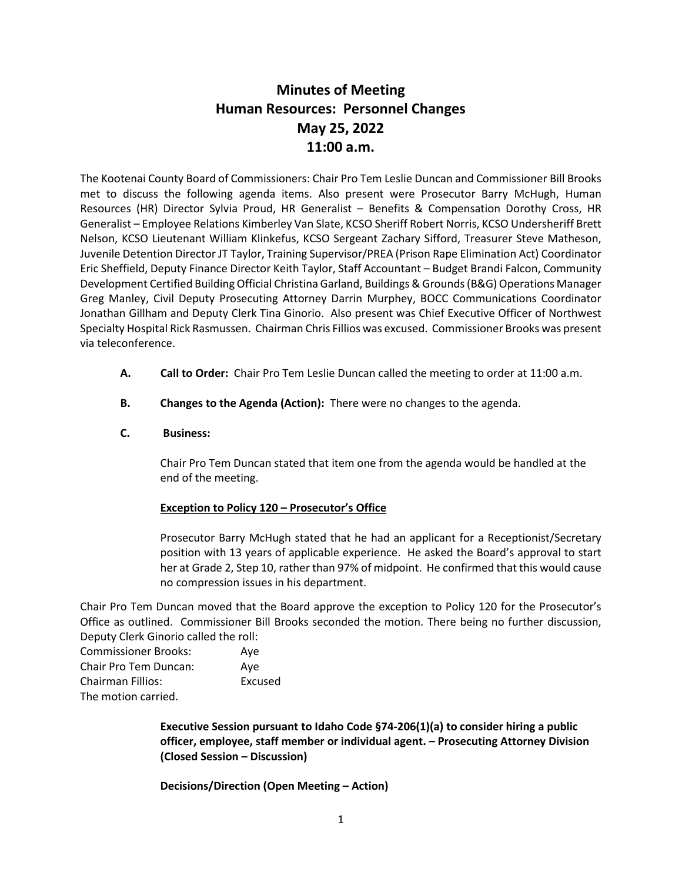# Minutes of Meeting
# Human Resources: Personnel Changes
# May 25, 2022
# 11:00 a.m.

The Kootenai County Board of Commissioners: Chair Pro Tem Leslie Duncan and Commissioner Bill Brooks met to discuss the following agenda items. Also present were Prosecutor Barry McHugh, Human Resources (HR) Director Sylvia Proud, HR Generalist – Benefits & Compensation Dorothy Cross, HR Generalist – Employee Relations Kimberley Van Slate, KCSO Sheriff Robert Norris, KCSO Undersheriff Brett Nelson, KCSO Lieutenant William Klinkefus, KCSO Sergeant Zachary Sifford, Treasurer Steve Matheson, Juvenile Detention Director JT Taylor, Training Supervisor/PREA (Prison Rape Elimination Act) Coordinator Eric Sheffield, Deputy Finance Director Keith Taylor, Staff Accountant – Budget Brandi Falcon, Community Development Certified Building Official Christina Garland, Buildings & Grounds (B&G) Operations Manager Greg Manley, Civil Deputy Prosecuting Attorney Darrin Murphey, BOCC Communications Coordinator Jonathan Gillham and Deputy Clerk Tina Ginorio. Also present was Chief Executive Officer of Northwest Specialty Hospital Rick Rasmussen. Chairman Chris Fillios was excused. Commissioner Brooks was present via teleconference.

**A. Call to Order:** Chair Pro Tem Leslie Duncan called the meeting to order at 11:00 a.m.

**B. Changes to the Agenda (Action):** There were no changes to the agenda.

**C. Business:**

Chair Pro Tem Duncan stated that item one from the agenda would be handled at the end of the meeting.

**<u>Exception to Policy 120 – Prosecutor's Office</u>**

Prosecutor Barry McHugh stated that he had an applicant for a Receptionist/Secretary position with 13 years of applicable experience. He asked the Board's approval to start her at Grade 2, Step 10, rather than 97% of midpoint. He confirmed that this would cause no compression issues in his department.

Chair Pro Tem Duncan moved that the Board approve the exception to Policy 120 for the Prosecutor's Office as outlined. Commissioner Bill Brooks seconded the motion. There being no further discussion, Deputy Clerk Ginorio called the roll:

| | |
|---|---|
| Commissioner Brooks: | Aye |
| Chair Pro Tem Duncan: | Aye |
| Chairman Fillios: | Excused |

The motion carried.

**Executive Session pursuant to Idaho Code §74-206(1)(a) to consider hiring a public officer, employee, staff member or individual agent. – Prosecuting Attorney Division (Closed Session – Discussion)**

**Decisions/Direction (Open Meeting – Action)**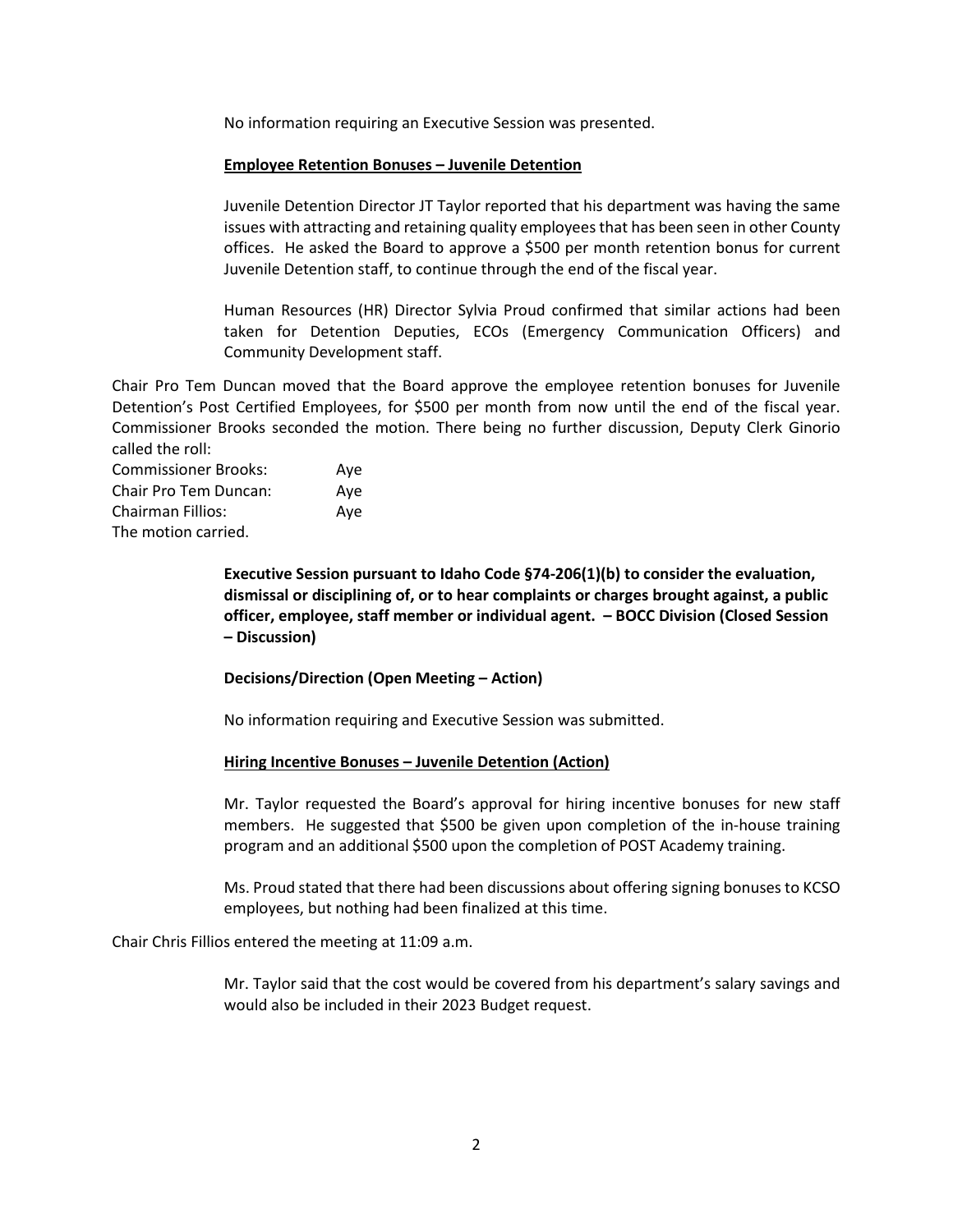No information requiring an Executive Session was presented.

**Employee Retention Bonuses – Juvenile Detention**

Juvenile Detention Director JT Taylor reported that his department was having the same issues with attracting and retaining quality employees that has been seen in other County offices. He asked the Board to approve a $500 per month retention bonus for current Juvenile Detention staff, to continue through the end of the fiscal year.

Human Resources (HR) Director Sylvia Proud confirmed that similar actions had been taken for Detention Deputies, ECOs (Emergency Communication Officers) and Community Development staff.

Chair Pro Tem Duncan moved that the Board approve the employee retention bonuses for Juvenile Detention's Post Certified Employees, for $500 per month from now until the end of the fiscal year. Commissioner Brooks seconded the motion. There being no further discussion, Deputy Clerk Ginorio called the roll:

| | |
|---|---|
| Commissioner Brooks: | Aye |
| Chair Pro Tem Duncan: | Aye |
| Chairman Fillios: | Aye |

The motion carried.

**Executive Session pursuant to Idaho Code §74-206(1)(b) to consider the evaluation, dismissal or disciplining of, or to hear complaints or charges brought against, a public officer, employee, staff member or individual agent. – BOCC Division (Closed Session – Discussion)**

**Decisions/Direction (Open Meeting – Action)**

No information requiring and Executive Session was submitted.

**Hiring Incentive Bonuses – Juvenile Detention (Action)**

Mr. Taylor requested the Board's approval for hiring incentive bonuses for new staff members. He suggested that $500 be given upon completion of the in-house training program and an additional $500 upon the completion of POST Academy training.

Ms. Proud stated that there had been discussions about offering signing bonuses to KCSO employees, but nothing had been finalized at this time.

Chair Chris Fillios entered the meeting at 11:09 a.m.

Mr. Taylor said that the cost would be covered from his department's salary savings and would also be included in their 2023 Budget request.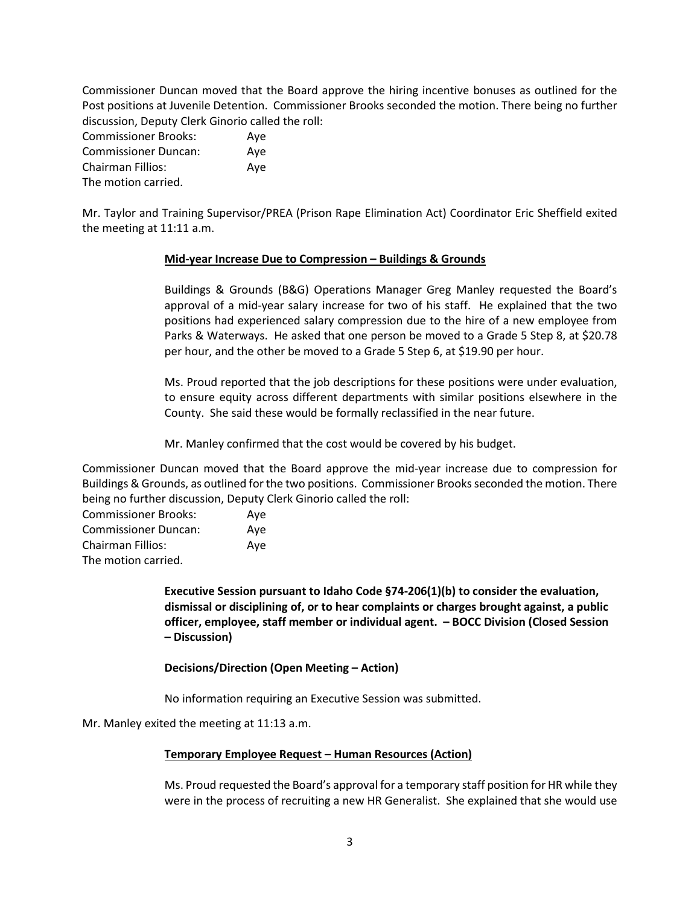Commissioner Duncan moved that the Board approve the hiring incentive bonuses as outlined for the Post positions at Juvenile Detention. Commissioner Brooks seconded the motion. There being no further discussion, Deputy Clerk Ginorio called the roll:

Commissioner Brooks: Aye
Commissioner Duncan: Aye
Chairman Fillios: Aye
The motion carried.

Mr. Taylor and Training Supervisor/PREA (Prison Rape Elimination Act) Coordinator Eric Sheffield exited the meeting at 11:11 a.m.

**Mid-year Increase Due to Compression – Buildings & Grounds**

Buildings & Grounds (B&G) Operations Manager Greg Manley requested the Board's approval of a mid-year salary increase for two of his staff. He explained that the two positions had experienced salary compression due to the hire of a new employee from Parks & Waterways. He asked that one person be moved to a Grade 5 Step 8, at $20.78 per hour, and the other be moved to a Grade 5 Step 6, at $19.90 per hour.

Ms. Proud reported that the job descriptions for these positions were under evaluation, to ensure equity across different departments with similar positions elsewhere in the County. She said these would be formally reclassified in the near future.

Mr. Manley confirmed that the cost would be covered by his budget.

Commissioner Duncan moved that the Board approve the mid-year increase due to compression for Buildings & Grounds, as outlined for the two positions. Commissioner Brooks seconded the motion. There being no further discussion, Deputy Clerk Ginorio called the roll:

Commissioner Brooks: Aye
Commissioner Duncan: Aye
Chairman Fillios: Aye
The motion carried.

**Executive Session pursuant to Idaho Code §74-206(1)(b) to consider the evaluation, dismissal or disciplining of, or to hear complaints or charges brought against, a public officer, employee, staff member or individual agent. – BOCC Division (Closed Session – Discussion)**

**Decisions/Direction (Open Meeting – Action)**

No information requiring an Executive Session was submitted.

Mr. Manley exited the meeting at 11:13 a.m.

**Temporary Employee Request – Human Resources (Action)**

Ms. Proud requested the Board's approval for a temporary staff position for HR while they were in the process of recruiting a new HR Generalist. She explained that she would use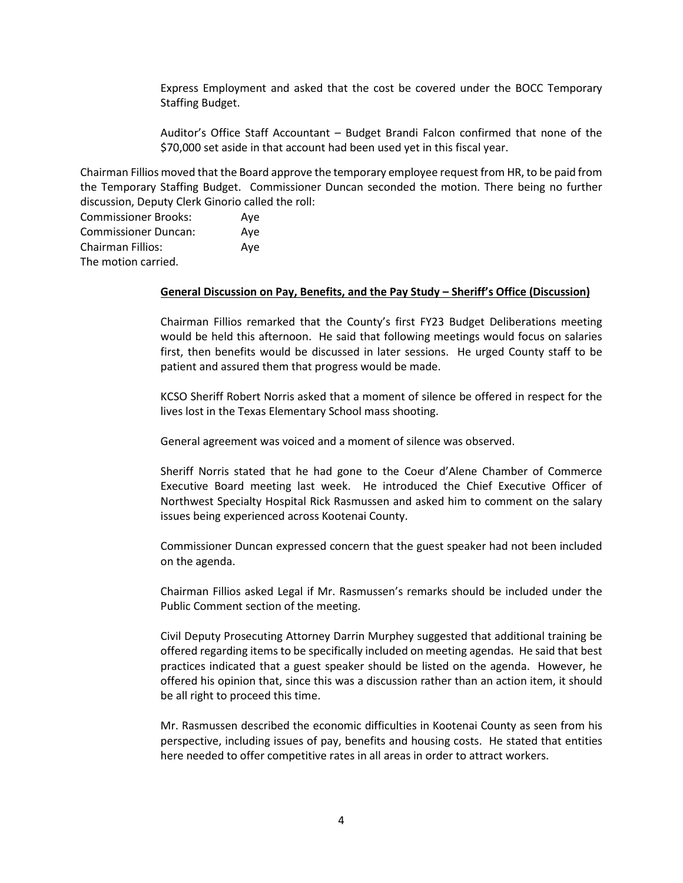Express Employment and asked that the cost be covered under the BOCC Temporary Staffing Budget.

Auditor's Office Staff Accountant – Budget Brandi Falcon confirmed that none of the $70,000 set aside in that account had been used yet in this fiscal year.

Chairman Fillios moved that the Board approve the temporary employee request from HR, to be paid from the Temporary Staffing Budget. Commissioner Duncan seconded the motion. There being no further discussion, Deputy Clerk Ginorio called the roll:

| | |
|---|---|
| Commissioner Brooks: | Aye |
| Commissioner Duncan: | Aye |
| Chairman Fillios: | Aye |

The motion carried.

**General Discussion on Pay, Benefits, and the Pay Study – Sheriff's Office (Discussion)**

Chairman Fillios remarked that the County's first FY23 Budget Deliberations meeting would be held this afternoon. He said that following meetings would focus on salaries first, then benefits would be discussed in later sessions. He urged County staff to be patient and assured them that progress would be made.

KCSO Sheriff Robert Norris asked that a moment of silence be offered in respect for the lives lost in the Texas Elementary School mass shooting.

General agreement was voiced and a moment of silence was observed.

Sheriff Norris stated that he had gone to the Coeur d'Alene Chamber of Commerce Executive Board meeting last week. He introduced the Chief Executive Officer of Northwest Specialty Hospital Rick Rasmussen and asked him to comment on the salary issues being experienced across Kootenai County.

Commissioner Duncan expressed concern that the guest speaker had not been included on the agenda.

Chairman Fillios asked Legal if Mr. Rasmussen's remarks should be included under the Public Comment section of the meeting.

Civil Deputy Prosecuting Attorney Darrin Murphey suggested that additional training be offered regarding items to be specifically included on meeting agendas. He said that best practices indicated that a guest speaker should be listed on the agenda. However, he offered his opinion that, since this was a discussion rather than an action item, it should be all right to proceed this time.

Mr. Rasmussen described the economic difficulties in Kootenai County as seen from his perspective, including issues of pay, benefits and housing costs. He stated that entities here needed to offer competitive rates in all areas in order to attract workers.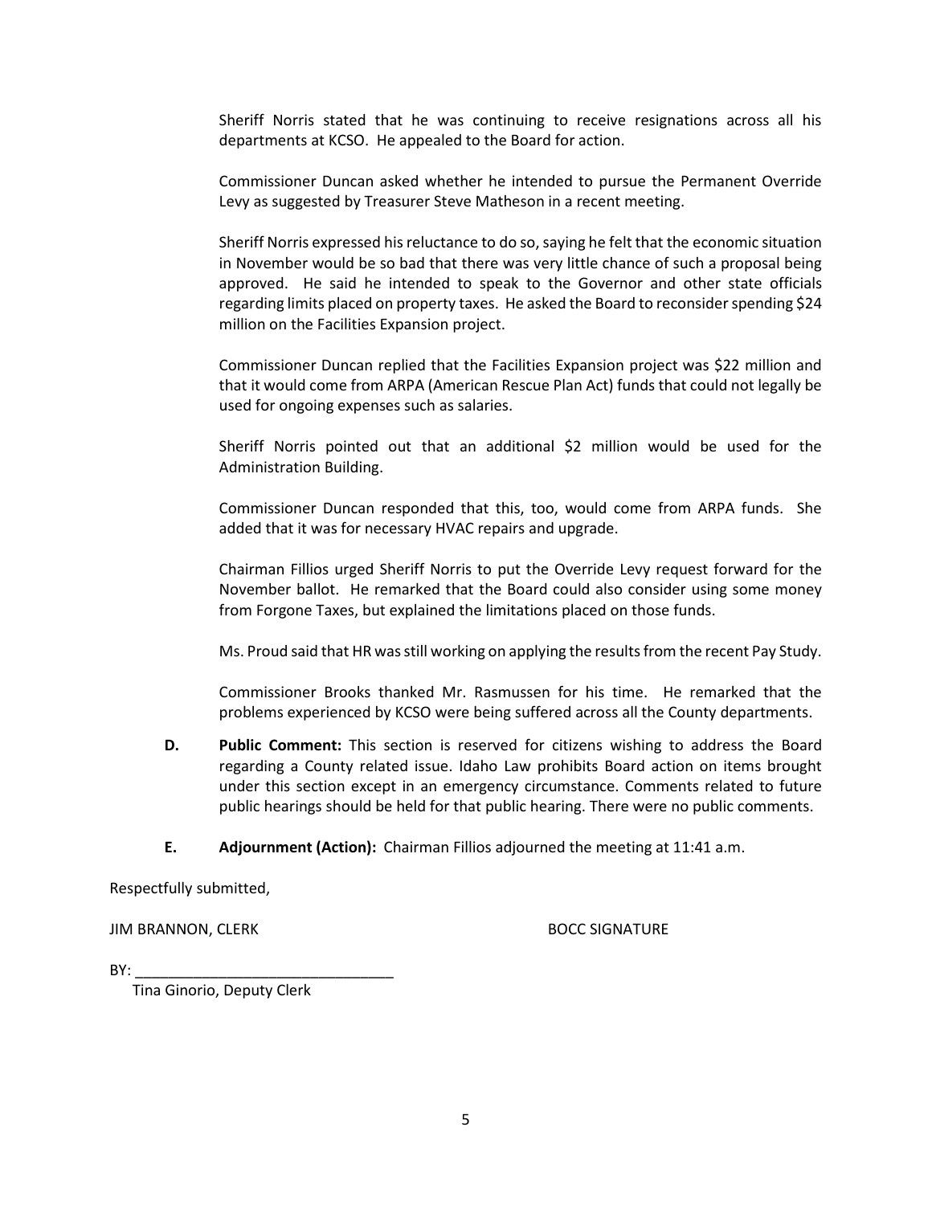Sheriff Norris stated that he was continuing to receive resignations across all his departments at KCSO. He appealed to the Board for action.

Commissioner Duncan asked whether he intended to pursue the Permanent Override Levy as suggested by Treasurer Steve Matheson in a recent meeting.

Sheriff Norris expressed his reluctance to do so, saying he felt that the economic situation in November would be so bad that there was very little chance of such a proposal being approved. He said he intended to speak to the Governor and other state officials regarding limits placed on property taxes. He asked the Board to reconsider spending $24 million on the Facilities Expansion project.

Commissioner Duncan replied that the Facilities Expansion project was $22 million and that it would come from ARPA (American Rescue Plan Act) funds that could not legally be used for ongoing expenses such as salaries.

Sheriff Norris pointed out that an additional $2 million would be used for the Administration Building.

Commissioner Duncan responded that this, too, would come from ARPA funds. She added that it was for necessary HVAC repairs and upgrade.

Chairman Fillios urged Sheriff Norris to put the Override Levy request forward for the November ballot. He remarked that the Board could also consider using some money from Forgone Taxes, but explained the limitations placed on those funds.

Ms. Proud said that HR was still working on applying the results from the recent Pay Study.

Commissioner Brooks thanked Mr. Rasmussen for his time. He remarked that the problems experienced by KCSO were being suffered across all the County departments.

**D. Public Comment:** This section is reserved for citizens wishing to address the Board regarding a County related issue. Idaho Law prohibits Board action on items brought under this section except in an emergency circumstance. Comments related to future public hearings should be held for that public hearing. There were no public comments.

**E. Adjournment (Action):** Chairman Fillios adjourned the meeting at 11:41 a.m.

Respectfully submitted,

JIM BRANNON, CLERK

BOCC SIGNATURE

BY: ______________________________

Tina Ginorio, Deputy Clerk